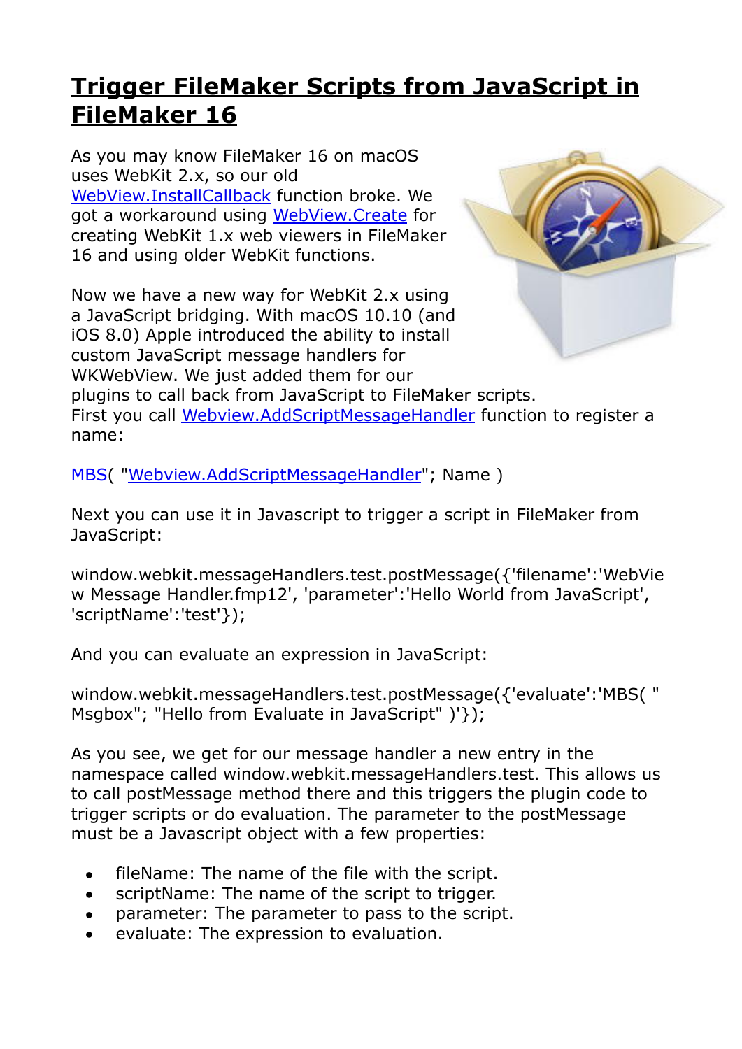# Trigger FileMaker Scripts from JavaScript in FileMaker 16

As you may know FileMaker 16 on macOS uses WebKit 2.x, so our old WebView.InstallCallback function broke. We got a workaround using WebView.Create for creating WebKit 1.x web viewers in FileMaker 16 and using older WebKit functions.

Now we have a new way for WebKit 2.x using a JavaScript bridging. With macOS 10.10 (and iOS 8.0) Apple introduced the ability to install custom JavaScript message handlers for WKWebView. We just added them for our plugins to call back from JavaScript to FileMaker scripts. First you call Webview.AddScriptMessageHandler function to register a name:

```
MBS( "Webview.AddScriptMessageHandler"; Name )
```

Next you can use it in Javascript to trigger a script in FileMaker from JavaScript:

```
window.webkit.messageHandlers.test.postMessage({'filename':'WebView Message Handler.fmp12', 'parameter':'Hello World from JavaScript', 'scriptName':'test'});
```

And you can evaluate an expression in JavaScript:

```
window.webkit.messageHandlers.test.postMessage({'evaluate':'MBS( "Msgbox"; "Hello from Evaluate in JavaScript" )'});
```

As you see, we get for our message handler a new entry in the namespace called window.webkit.messageHandlers.test. This allows us to call postMessage method there and this triggers the plugin code to trigger scripts or do evaluation. The parameter to the postMessage must be a Javascript object with a few properties:

- fileName: The name of the file with the script.
- scriptName: The name of the script to trigger.
- parameter: The parameter to pass to the script.
- evaluate: The expression to evaluation.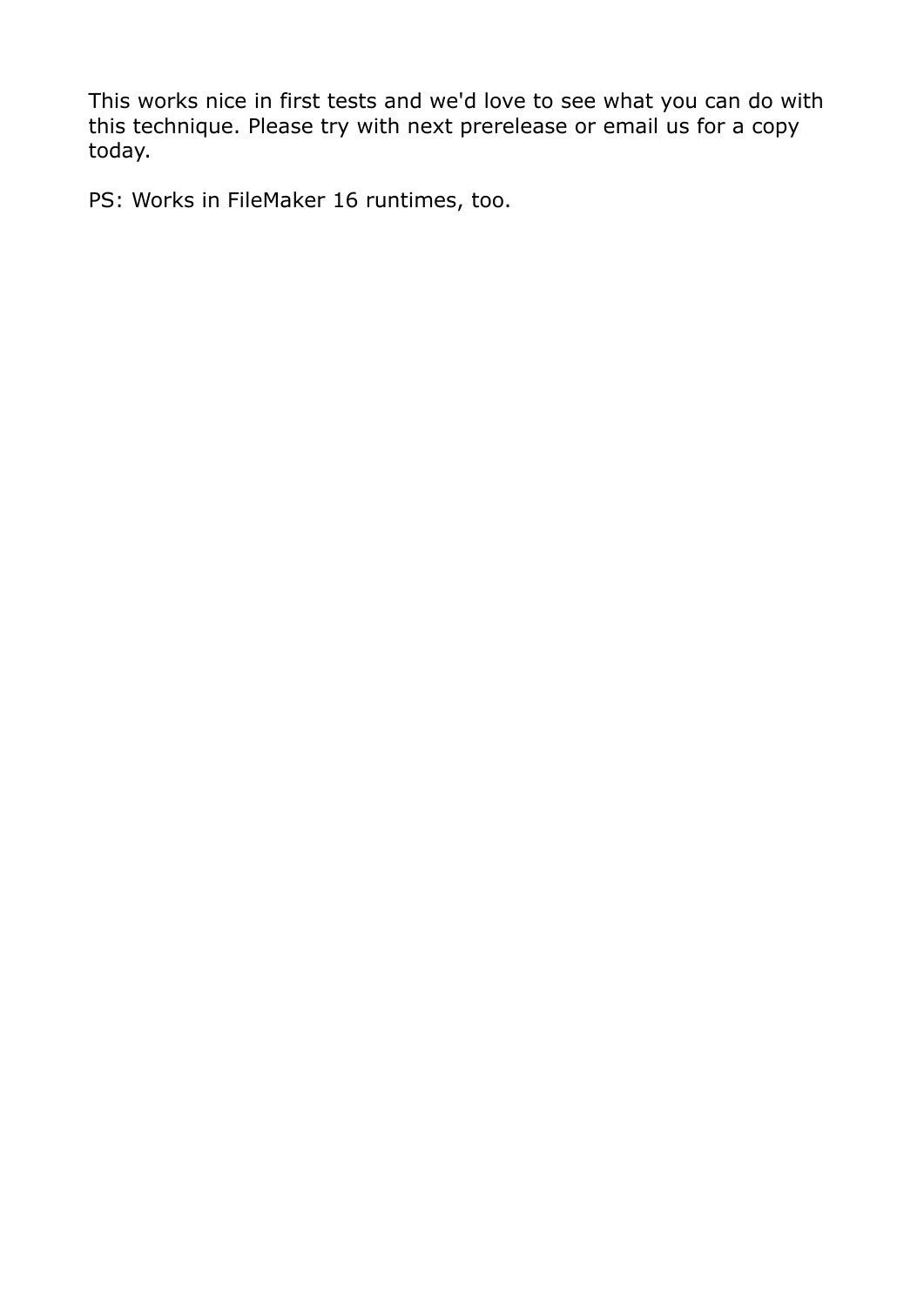This works nice in first tests and we'd love to see what you can do with this technique. Please try with next prerelease or email us for a copy today.

PS: Works in FileMaker 16 runtimes, too.